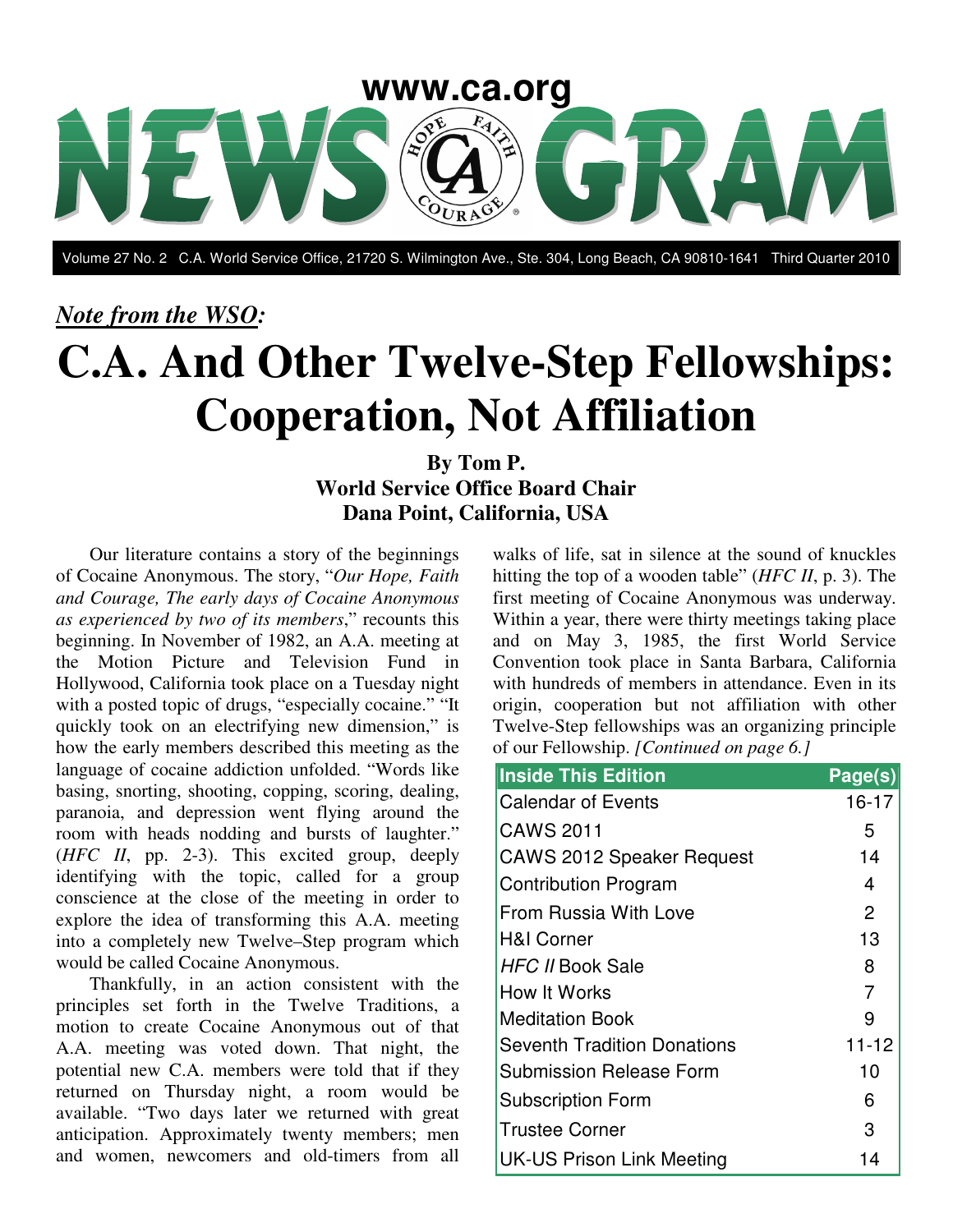# www.ca.org NEWSGRAM

Volume 27 No. 2 C.A. World Service Office, 21720 S. Wilmington Ave., Ste. 304, Long Beach, CA 90810-1641 Third Quarter 2010

*__Note from the WSO__:*

# C.A. And Other Twelve-Step Fellowships: Cooperation, Not Affiliation

**By Tom P.**
**World Service Office Board Chair**
**Dana Point, California, USA**

Our literature contains a story of the beginnings of Cocaine Anonymous. The story, "*Our Hope, Faith and Courage, The early days of Cocaine Anonymous as experienced by two of its members*," recounts this beginning. In November of 1982, an A.A. meeting at the Motion Picture and Television Fund in Hollywood, California took place on a Tuesday night with a posted topic of drugs, "especially cocaine." "It quickly took on an electrifying new dimension," is how the early members described this meeting as the language of cocaine addiction unfolded. "Words like basing, snorting, shooting, copping, scoring, dealing, paranoia, and depression went flying around the room with heads nodding and bursts of laughter." (*HFC II*, pp. 2-3). This excited group, deeply identifying with the topic, called for a group conscience at the close of the meeting in order to explore the idea of transforming this A.A. meeting into a completely new Twelve–Step program which would be called Cocaine Anonymous.

Thankfully, in an action consistent with the principles set forth in the Twelve Traditions, a motion to create Cocaine Anonymous out of that A.A. meeting was voted down. That night, the potential new C.A. members were told that if they returned on Thursday night, a room would be available. "Two days later we returned with great anticipation. Approximately twenty members; men and women, newcomers and old-timers from all walks of life, sat in silence at the sound of knuckles hitting the top of a wooden table" (*HFC II*, p. 3). The first meeting of Cocaine Anonymous was underway. Within a year, there were thirty meetings taking place and on May 3, 1985, the first World Service Convention took place in Santa Barbara, California with hundreds of members in attendance. Even in its origin, cooperation but not affiliation with other Twelve-Step fellowships was an organizing principle of our Fellowship. *[Continued on page 6.]*

| Inside This Edition | Page(s) |
|---|---|
| Calendar of Events | 16-17 |
| CAWS 2011 | 5 |
| CAWS 2012 Speaker Request | 14 |
| Contribution Program | 4 |
| From Russia With Love | 2 |
| H&I Corner | 13 |
| *HFC II* Book Sale | 8 |
| How It Works | 7 |
| Meditation Book | 9 |
| Seventh Tradition Donations | 11-12 |
| Submission Release Form | 10 |
| Subscription Form | 6 |
| Trustee Corner | 3 |
| UK-US Prison Link Meeting | 14 |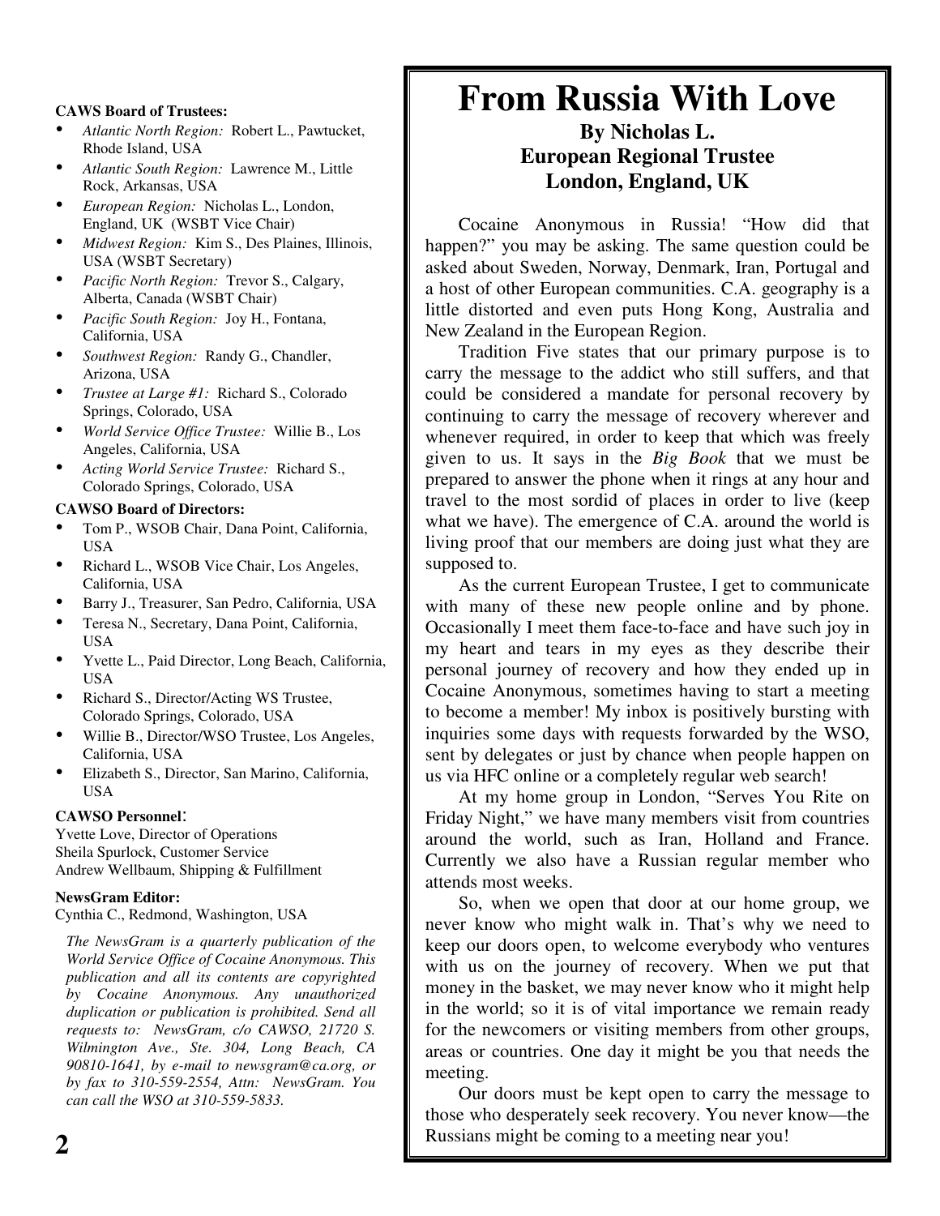**CAWS Board of Trustees:**

- *Atlantic North Region:* Robert L., Pawtucket, Rhode Island, USA
- *Atlantic South Region:* Lawrence M., Little Rock, Arkansas, USA
- *European Region:* Nicholas L., London, England, UK (WSBT Vice Chair)
- *Midwest Region:* Kim S., Des Plaines, Illinois, USA (WSBT Secretary)
- *Pacific North Region:* Trevor S., Calgary, Alberta, Canada (WSBT Chair)
- *Pacific South Region:* Joy H., Fontana, California, USA
- *Southwest Region:* Randy G., Chandler, Arizona, USA
- *Trustee at Large #1:* Richard S., Colorado Springs, Colorado, USA
- *World Service Office Trustee:* Willie B., Los Angeles, California, USA
- *Acting World Service Trustee:* Richard S., Colorado Springs, Colorado, USA

**CAWSO Board of Directors:**

- Tom P., WSOB Chair, Dana Point, California, USA
- Richard L., WSOB Vice Chair, Los Angeles, California, USA
- Barry J., Treasurer, San Pedro, California, USA
- Teresa N., Secretary, Dana Point, California, USA
- Yvette L., Paid Director, Long Beach, California, USA
- Richard S., Director/Acting WS Trustee, Colorado Springs, Colorado, USA
- Willie B., Director/WSO Trustee, Los Angeles, California, USA
- Elizabeth S., Director, San Marino, California, USA

**CAWSO Personnel**:

Yvette Love, Director of Operations
Sheila Spurlock, Customer Service
Andrew Wellbaum, Shipping & Fulfillment

**NewsGram Editor:**

Cynthia C., Redmond, Washington, USA

*The NewsGram is a quarterly publication of the World Service Office of Cocaine Anonymous. This publication and all its contents are copyrighted by Cocaine Anonymous. Any unauthorized duplication or publication is prohibited. Send all requests to: NewsGram, c/o CAWSO, 21720 S. Wilmington Ave., Ste. 304, Long Beach, CA 90810-1641, by e-mail to newsgram@ca.org, or by fax to 310-559-2554, Attn: NewsGram. You can call the WSO at 310-559-5833.*

# From Russia With Love

**By Nicholas L.**
**European Regional Trustee**
**London, England, UK**

Cocaine Anonymous in Russia! “How did that happen?” you may be asking. The same question could be asked about Sweden, Norway, Denmark, Iran, Portugal and a host of other European communities. C.A. geography is a little distorted and even puts Hong Kong, Australia and New Zealand in the European Region.

Tradition Five states that our primary purpose is to carry the message to the addict who still suffers, and that could be considered a mandate for personal recovery by continuing to carry the message of recovery wherever and whenever required, in order to keep that which was freely given to us. It says in the *Big Book* that we must be prepared to answer the phone when it rings at any hour and travel to the most sordid of places in order to live (keep what we have). The emergence of C.A. around the world is living proof that our members are doing just what they are supposed to.

As the current European Trustee, I get to communicate with many of these new people online and by phone. Occasionally I meet them face-to-face and have such joy in my heart and tears in my eyes as they describe their personal journey of recovery and how they ended up in Cocaine Anonymous, sometimes having to start a meeting to become a member! My inbox is positively bursting with inquiries some days with requests forwarded by the WSO, sent by delegates or just by chance when people happen on us via HFC online or a completely regular web search!

At my home group in London, “Serves You Rite on Friday Night,” we have many members visit from countries around the world, such as Iran, Holland and France. Currently we also have a Russian regular member who attends most weeks.

So, when we open that door at our home group, we never know who might walk in. That’s why we need to keep our doors open, to welcome everybody who ventures with us on the journey of recovery. When we put that money in the basket, we may never know who it might help in the world; so it is of vital importance we remain ready for the newcomers or visiting members from other groups, areas or countries. One day it might be you that needs the meeting.

Our doors must be kept open to carry the message to those who desperately seek recovery. You never know—the Russians might be coming to a meeting near you!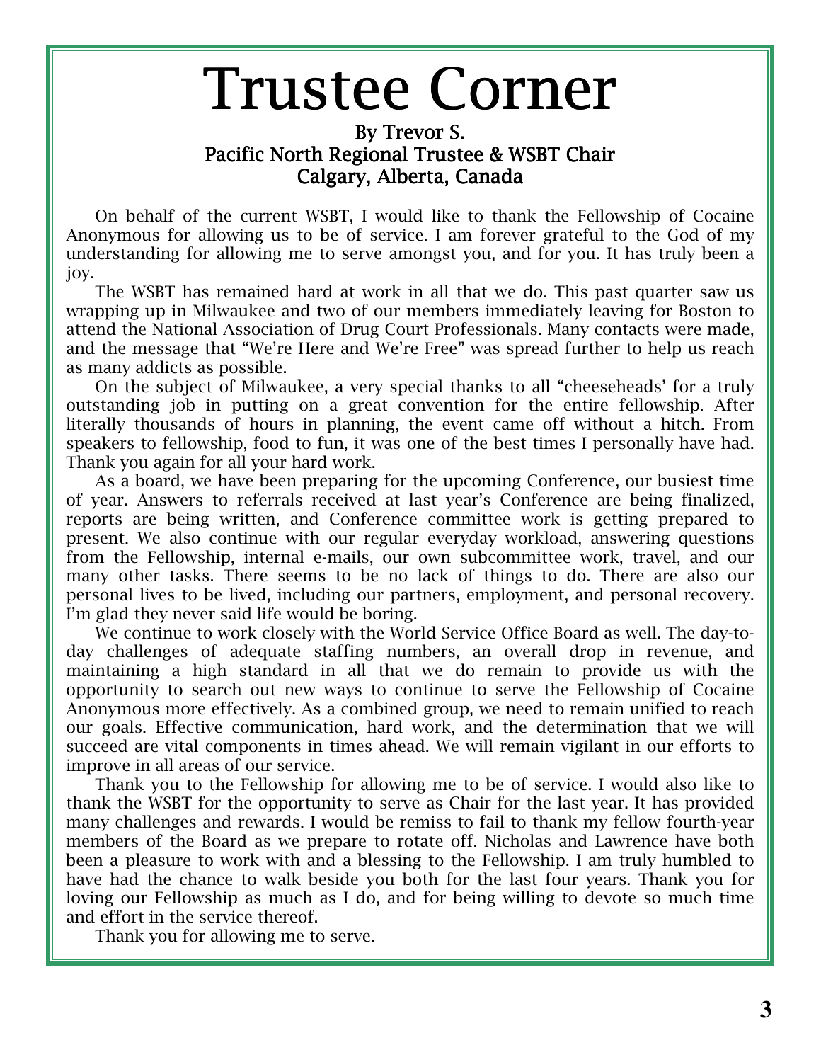# Trustee Corner

**By Trevor S.**
**Pacific North Regional Trustee & WSBT Chair**
**Calgary, Alberta, Canada**

On behalf of the current WSBT, I would like to thank the Fellowship of Cocaine Anonymous for allowing us to be of service. I am forever grateful to the God of my understanding for allowing me to serve amongst you, and for you. It has truly been a joy.

The WSBT has remained hard at work in all that we do. This past quarter saw us wrapping up in Milwaukee and two of our members immediately leaving for Boston to attend the National Association of Drug Court Professionals. Many contacts were made, and the message that "We're Here and We're Free" was spread further to help us reach as many addicts as possible.

On the subject of Milwaukee, a very special thanks to all "cheeseheads' for a truly outstanding job in putting on a great convention for the entire fellowship. After literally thousands of hours in planning, the event came off without a hitch. From speakers to fellowship, food to fun, it was one of the best times I personally have had. Thank you again for all your hard work.

As a board, we have been preparing for the upcoming Conference, our busiest time of year. Answers to referrals received at last year's Conference are being finalized, reports are being written, and Conference committee work is getting prepared to present. We also continue with our regular everyday workload, answering questions from the Fellowship, internal e-mails, our own subcommittee work, travel, and our many other tasks. There seems to be no lack of things to do. There are also our personal lives to be lived, including our partners, employment, and personal recovery. I'm glad they never said life would be boring.

We continue to work closely with the World Service Office Board as well. The day-to-day challenges of adequate staffing numbers, an overall drop in revenue, and maintaining a high standard in all that we do remain to provide us with the opportunity to search out new ways to continue to serve the Fellowship of Cocaine Anonymous more effectively. As a combined group, we need to remain unified to reach our goals. Effective communication, hard work, and the determination that we will succeed are vital components in times ahead. We will remain vigilant in our efforts to improve in all areas of our service.

Thank you to the Fellowship for allowing me to be of service. I would also like to thank the WSBT for the opportunity to serve as Chair for the last year. It has provided many challenges and rewards. I would be remiss to fail to thank my fellow fourth-year members of the Board as we prepare to rotate off. Nicholas and Lawrence have both been a pleasure to work with and a blessing to the Fellowship. I am truly humbled to have had the chance to walk beside you both for the last four years. Thank you for loving our Fellowship as much as I do, and for being willing to devote so much time and effort in the service thereof.

Thank you for allowing me to serve.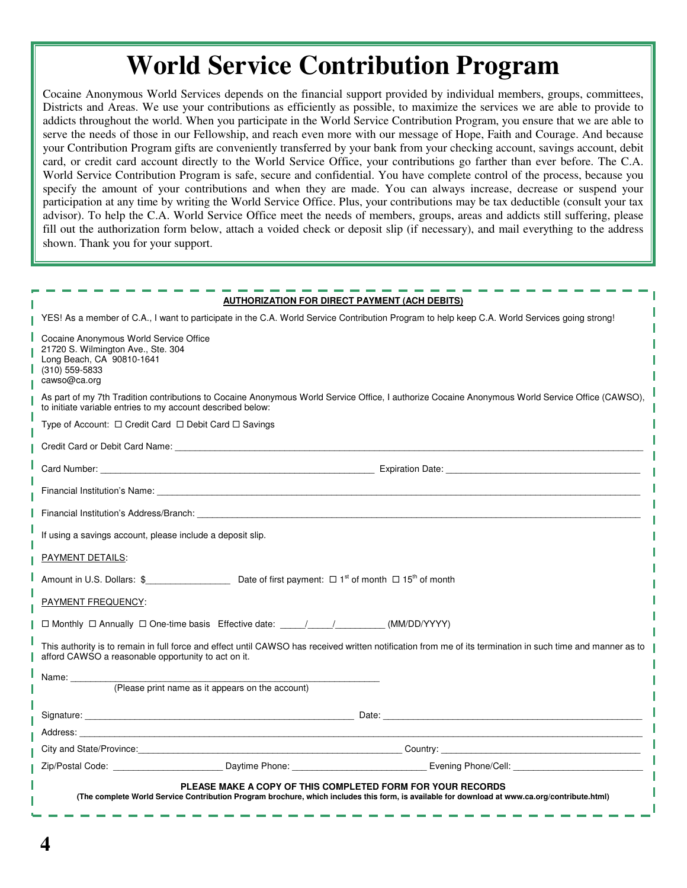# World Service Contribution Program

Cocaine Anonymous World Services depends on the financial support provided by individual members, groups, committees, Districts and Areas. We use your contributions as efficiently as possible, to maximize the services we are able to provide to addicts throughout the world. When you participate in the World Service Contribution Program, you ensure that we are able to serve the needs of those in our Fellowship, and reach even more with our message of Hope, Faith and Courage. And because your Contribution Program gifts are conveniently transferred by your bank from your checking account, savings account, debit card, or credit card account directly to the World Service Office, your contributions go farther than ever before. The C.A. World Service Contribution Program is safe, secure and confidential. You have complete control of the process, because you specify the amount of your contributions and when they are made. You can always increase, decrease or suspend your participation at any time by writing the World Service Office. Plus, your contributions may be tax deductible (consult your tax advisor). To help the C.A. World Service Office meet the needs of members, groups, areas and addicts still suffering, please fill out the authorization form below, attach a voided check or deposit slip (if necessary), and mail everything to the address shown. Thank you for your support.

**AUTHORIZATION FOR DIRECT PAYMENT (ACH DEBITS)**

YES! As a member of C.A., I want to participate in the C.A. World Service Contribution Program to help keep C.A. World Services going strong!

Cocaine Anonymous World Service Office
21720 S. Wilmington Ave., Ste. 304
Long Beach, CA 90810-1641
(310) 559-5833
cawso@ca.org

As part of my 7th Tradition contributions to Cocaine Anonymous World Service Office, I authorize Cocaine Anonymous World Service Office (CAWSO), to initiate variable entries to my account described below:

Type of Account: ☐ Credit Card ☐ Debit Card ☐ Savings

Credit Card or Debit Card Name: ______________________________

Card Number: ______________________________ Expiration Date: ______________________________

Financial Institution's Name: ______________________________

Financial Institution's Address/Branch: ______________________________

If using a savings account, please include a deposit slip.

PAYMENT DETAILS:

Amount in U.S. Dollars: $________________ Date of first payment: ☐ 1st of month ☐ 15th of month

PAYMENT FREQUENCY:

☐ Monthly ☐ Annually ☐ One-time basis Effective date: _____/_____/_________ (MM/DD/YYYY)

This authority is to remain in full force and effect until CAWSO has received written notification from me of its termination in such time and manner as to afford CAWSO a reasonable opportunity to act on it.

Name: ______________________________
(Please print name as it appears on the account)

Signature: ______________________________ Date: ______________________________

Address: ______________________________

City and State/Province: ______________________________ Country: ______________________________

Zip/Postal Code: ____________________ Daytime Phone: ____________________ Evening Phone/Cell: ____________________

**PLEASE MAKE A COPY OF THIS COMPLETED FORM FOR YOUR RECORDS**

**(The complete World Service Contribution Program brochure, which includes this form, is available for download at www.ca.org/contribute.html)**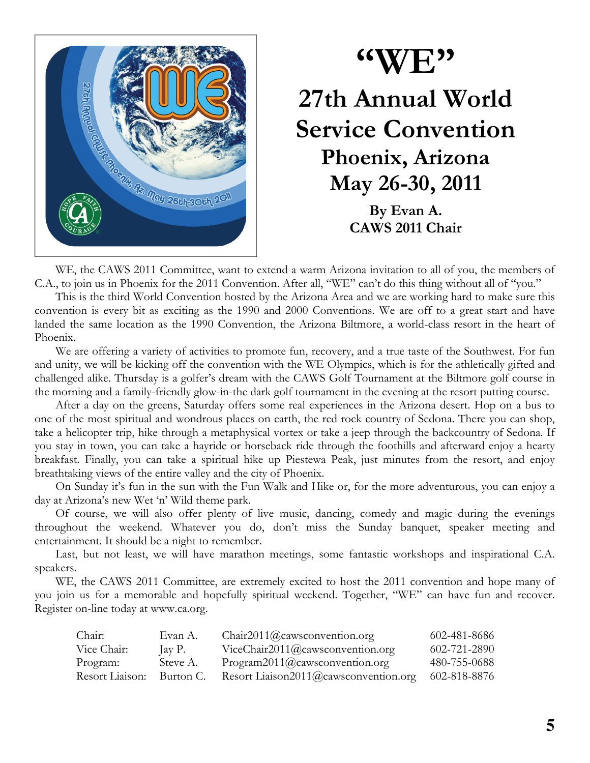# "WE"

## 27th Annual World Service Convention

### Phoenix, Arizona

### May 26-30, 2011

**By Evan A.**
**CAWS 2011 Chair**

WE, the CAWS 2011 Committee, want to extend a warm Arizona invitation to all of you, the members of C.A., to join us in Phoenix for the 2011 Convention. After all, "WE" can't do this thing without all of "you."

This is the third World Convention hosted by the Arizona Area and we are working hard to make sure this convention is every bit as exciting as the 1990 and 2000 Conventions. We are off to a great start and have landed the same location as the 1990 Convention, the Arizona Biltmore, a world-class resort in the heart of Phoenix.

We are offering a variety of activities to promote fun, recovery, and a true taste of the Southwest. For fun and unity, we will be kicking off the convention with the WE Olympics, which is for the athletically gifted and challenged alike. Thursday is a golfer's dream with the CAWS Golf Tournament at the Biltmore golf course in the morning and a family-friendly glow-in-the dark golf tournament in the evening at the resort putting course.

After a day on the greens, Saturday offers some real experiences in the Arizona desert. Hop on a bus to one of the most spiritual and wondrous places on earth, the red rock country of Sedona. There you can shop, take a helicopter trip, hike through a metaphysical vortex or take a jeep through the backcountry of Sedona. If you stay in town, you can take a hayride or horseback ride through the foothills and afterward enjoy a hearty breakfast. Finally, you can take a spiritual hike up Piestewa Peak, just minutes from the resort, and enjoy breathtaking views of the entire valley and the city of Phoenix.

On Sunday it's fun in the sun with the Fun Walk and Hike or, for the more adventurous, you can enjoy a day at Arizona's new Wet 'n' Wild theme park.

Of course, we will also offer plenty of live music, dancing, comedy and magic during the evenings throughout the weekend. Whatever you do, don't miss the Sunday banquet, speaker meeting and entertainment. It should be a night to remember.

Last, but not least, we will have marathon meetings, some fantastic workshops and inspirational C.A. speakers.

WE, the CAWS 2011 Committee, are extremely excited to host the 2011 convention and hope many of you join us for a memorable and hopefully spiritual weekend. Together, "WE" can have fun and recover. Register on-line today at www.ca.org.

| | | | |
|---|---|---|---|
| Chair: | Evan A. | Chair2011@cawsconvention.org | 602-481-8686 |
| Vice Chair: | Jay P. | ViceChair2011@cawsconvention.org | 602-721-2890 |
| Program: | Steve A. | Program2011@cawsconvention.org | 480-755-0688 |
| Resort Liaison: | Burton C. | Resort Liaison2011@cawsconvention.org | 602-818-8876 |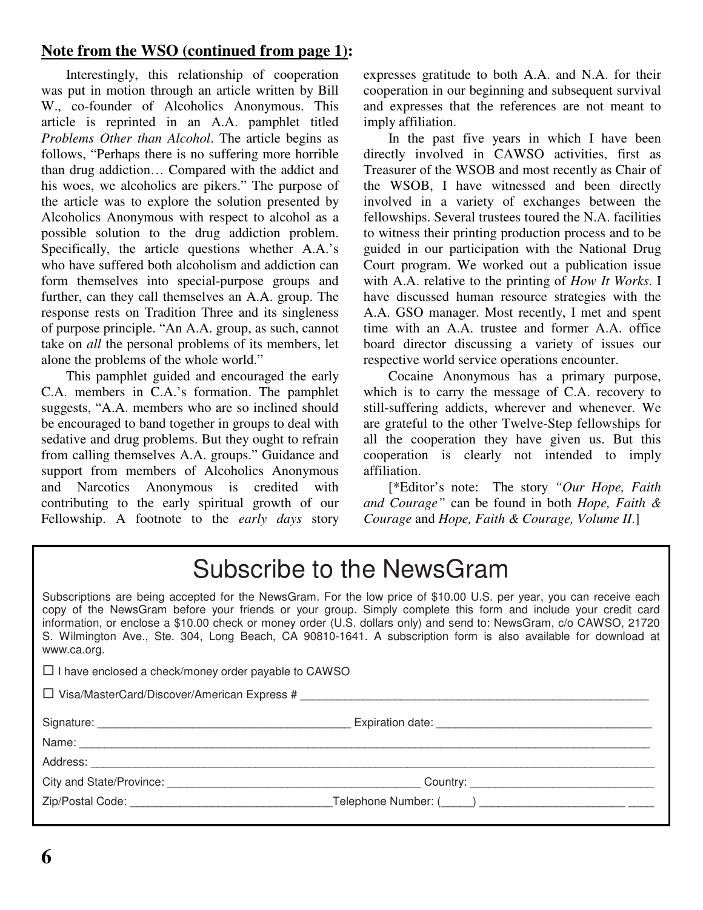**Note from the WSO (continued from page 1):**

Interestingly, this relationship of cooperation was put in motion through an article written by Bill W., co-founder of Alcoholics Anonymous. This article is reprinted in an A.A. pamphlet titled *Problems Other than Alcohol*. The article begins as follows, "Perhaps there is no suffering more horrible than drug addiction… Compared with the addict and his woes, we alcoholics are pikers." The purpose of the article was to explore the solution presented by Alcoholics Anonymous with respect to alcohol as a possible solution to the drug addiction problem. Specifically, the article questions whether A.A.'s who have suffered both alcoholism and addiction can form themselves into special-purpose groups and further, can they call themselves an A.A. group. The response rests on Tradition Three and its singleness of purpose principle. "An A.A. group, as such, cannot take on *all* the personal problems of its members, let alone the problems of the whole world."

This pamphlet guided and encouraged the early C.A. members in C.A.'s formation. The pamphlet suggests, "A.A. members who are so inclined should be encouraged to band together in groups to deal with sedative and drug problems. But they ought to refrain from calling themselves A.A. groups." Guidance and support from members of Alcoholics Anonymous and Narcotics Anonymous is credited with contributing to the early spiritual growth of our Fellowship. A footnote to the *early days* story expresses gratitude to both A.A. and N.A. for their cooperation in our beginning and subsequent survival and expresses that the references are not meant to imply affiliation.

In the past five years in which I have been directly involved in CAWSO activities, first as Treasurer of the WSOB and most recently as Chair of the WSOB, I have witnessed and been directly involved in a variety of exchanges between the fellowships. Several trustees toured the N.A. facilities to witness their printing production process and to be guided in our participation with the National Drug Court program. We worked out a publication issue with A.A. relative to the printing of *How It Works*. I have discussed human resource strategies with the A.A. GSO manager. Most recently, I met and spent time with an A.A. trustee and former A.A. office board director discussing a variety of issues our respective world service operations encounter.

Cocaine Anonymous has a primary purpose, which is to carry the message of C.A. recovery to still-suffering addicts, wherever and whenever. We are grateful to the other Twelve-Step fellowships for all the cooperation they have given us. But this cooperation is clearly not intended to imply affiliation.

[*Editor's note: The story *"Our Hope, Faith and Courage"* can be found in both *Hope, Faith & Courage* and *Hope, Faith & Courage, Volume II*.]

# Subscribe to the NewsGram

Subscriptions are being accepted for the NewsGram. For the low price of $10.00 U.S. per year, you can receive each copy of the NewsGram before your friends or your group. Simply complete this form and include your credit card information, or enclose a $10.00 check or money order (U.S. dollars only) and send to: NewsGram, c/o CAWSO, 21720 S. Wilmington Ave., Ste. 304, Long Beach, CA 90810-1641. A subscription form is also available for download at www.ca.org.

☐ I have enclosed a check/money order payable to CAWSO

☐ Visa/MasterCard/Discover/American Express # ____________________

Signature: ____________________ Expiration date: ____________________

Name: ____________________

Address: ____________________

City and State/Province: ____________________ Country: ____________________

Zip/Postal Code: ____________________ Telephone Number: (_____) ____________________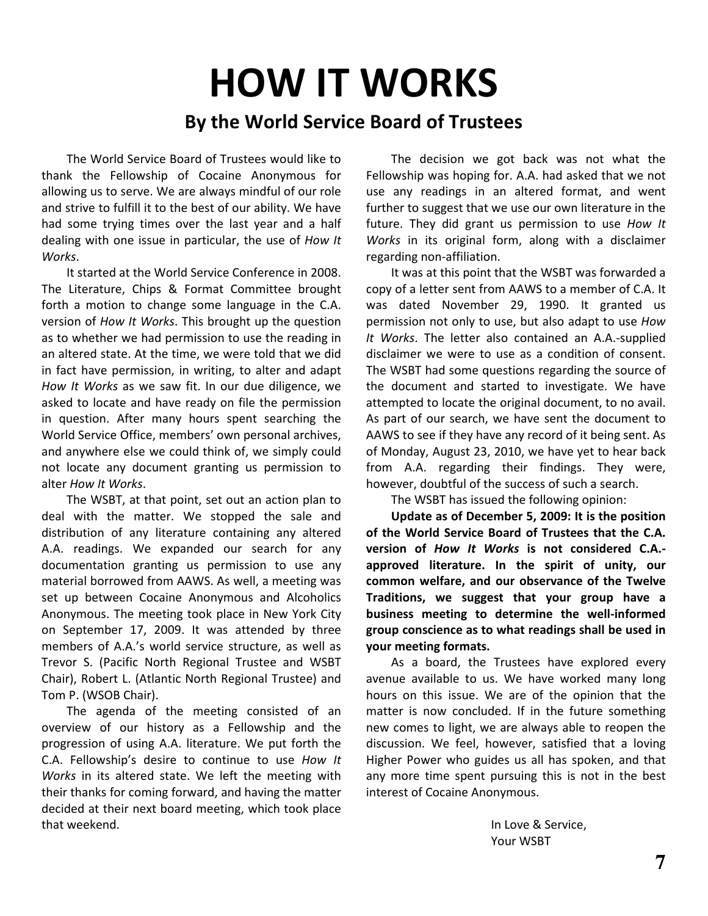# HOW IT WORKS

## By the World Service Board of Trustees

The World Service Board of Trustees would like to thank the Fellowship of Cocaine Anonymous for allowing us to serve. We are always mindful of our role and strive to fulfill it to the best of our ability. We have had some trying times over the last year and a half dealing with one issue in particular, the use of *How It Works*.

It started at the World Service Conference in 2008. The Literature, Chips & Format Committee brought forth a motion to change some language in the C.A. version of *How It Works*. This brought up the question as to whether we had permission to use the reading in an altered state. At the time, we were told that we did in fact have permission, in writing, to alter and adapt *How It Works* as we saw fit. In our due diligence, we asked to locate and have ready on file the permission in question. After many hours spent searching the World Service Office, members' own personal archives, and anywhere else we could think of, we simply could not locate any document granting us permission to alter *How It Works*.

The WSBT, at that point, set out an action plan to deal with the matter. We stopped the sale and distribution of any literature containing any altered A.A. readings. We expanded our search for any documentation granting us permission to use any material borrowed from AAWS. As well, a meeting was set up between Cocaine Anonymous and Alcoholics Anonymous. The meeting took place in New York City on September 17, 2009. It was attended by three members of A.A.'s world service structure, as well as Trevor S. (Pacific North Regional Trustee and WSBT Chair), Robert L. (Atlantic North Regional Trustee) and Tom P. (WSOB Chair).

The agenda of the meeting consisted of an overview of our history as a Fellowship and the progression of using A.A. literature. We put forth the C.A. Fellowship's desire to continue to use *How It Works* in its altered state. We left the meeting with their thanks for coming forward, and having the matter decided at their next board meeting, which took place that weekend.

The decision we got back was not what the Fellowship was hoping for. A.A. had asked that we not use any readings in an altered format, and went further to suggest that we use our own literature in the future. They did grant us permission to use *How It Works* in its original form, along with a disclaimer regarding non-affiliation.

It was at this point that the WSBT was forwarded a copy of a letter sent from AAWS to a member of C.A. It was dated November 29, 1990. It granted us permission not only to use, but also adapt to use *How It Works*. The letter also contained an A.A.-supplied disclaimer we were to use as a condition of consent. The WSBT had some questions regarding the source of the document and started to investigate. We have attempted to locate the original document, to no avail. As part of our search, we have sent the document to AAWS to see if they have any record of it being sent. As of Monday, August 23, 2010, we have yet to hear back from A.A. regarding their findings. They were, however, doubtful of the success of such a search.

The WSBT has issued the following opinion:

**Update as of December 5, 2009: It is the position of the World Service Board of Trustees that the C.A. version of *How It Works* is not considered C.A.-approved literature. In the spirit of unity, our common welfare, and our observance of the Twelve Traditions, we suggest that your group have a business meeting to determine the well-informed group conscience as to what readings shall be used in your meeting formats.**

As a board, the Trustees have explored every avenue available to us. We have worked many long hours on this issue. We are of the opinion that the matter is now concluded. If in the future something new comes to light, we are always able to reopen the discussion. We feel, however, satisfied that a loving Higher Power who guides us all has spoken, and that any more time spent pursuing this is not in the best interest of Cocaine Anonymous.

In Love & Service,  
Your WSBT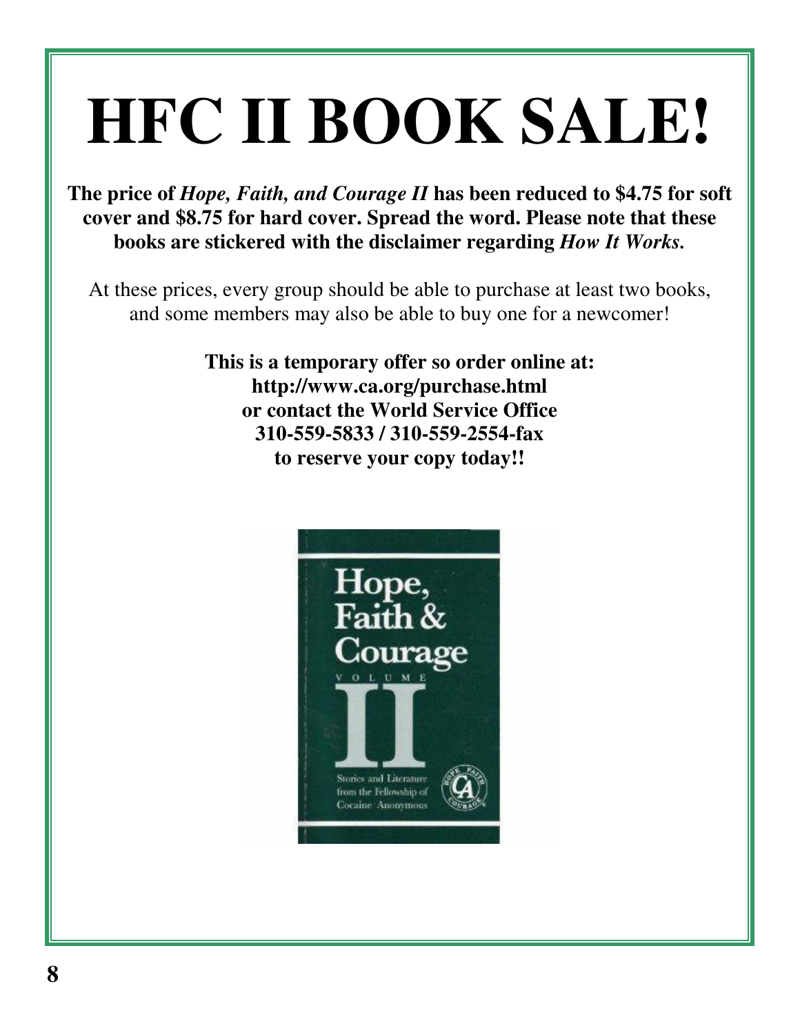# HFC II BOOK SALE!

**The price of *Hope, Faith, and Courage II* has been reduced to $4.75 for soft cover and $8.75 for hard cover. Spread the word. Please note that these books are stickered with the disclaimer regarding *How It Works*.**

At these prices, every group should be able to purchase at least two books, and some members may also be able to buy one for a newcomer!

**This is a temporary offer so order online at:**
**http://www.ca.org/purchase.html**
**or contact the World Service Office**
**310-559-5833 / 310-559-2554-fax**
**to reserve your copy today!!**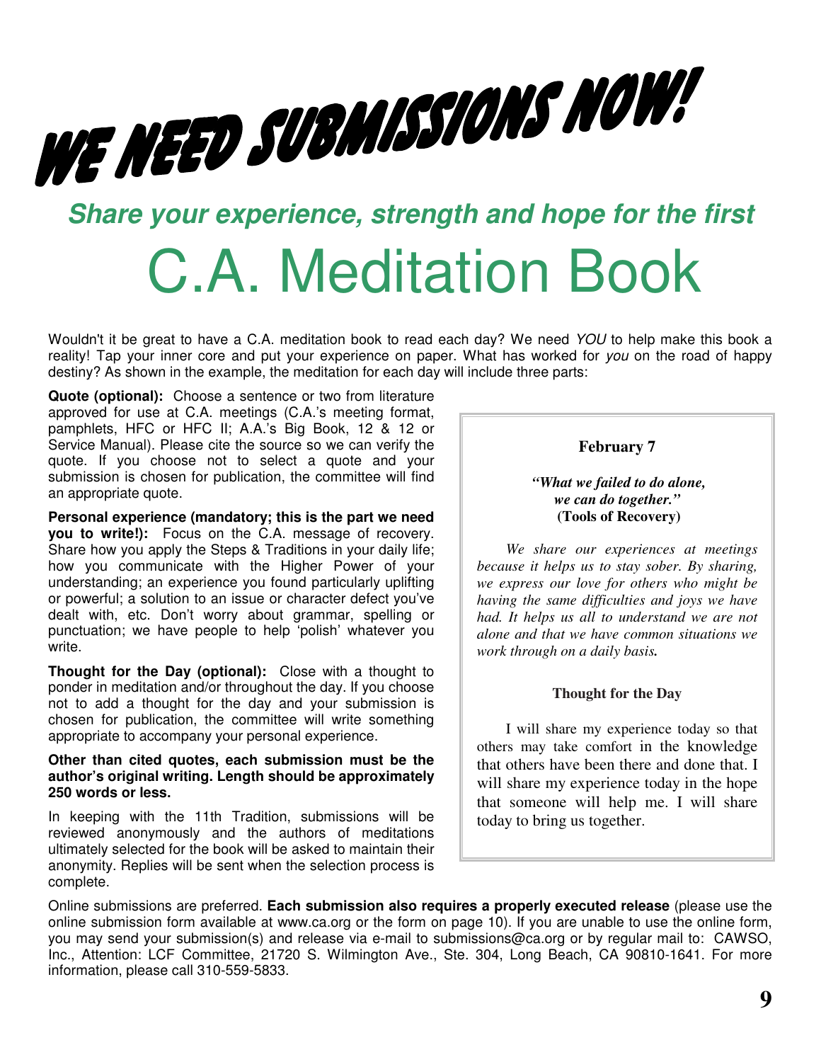# WE NEED SUBMISSIONS NOW!

## *Share your experience, strength and hope for the first*

# C.A. Meditation Book

Wouldn't it be great to have a C.A. meditation book to read each day? We need *YOU* to help make this book a reality! Tap your inner core and put your experience on paper. What has worked for *you* on the road of happy destiny? As shown in the example, the meditation for each day will include three parts:

**Quote (optional):** Choose a sentence or two from literature approved for use at C.A. meetings (C.A.'s meeting format, pamphlets, HFC or HFC II; A.A.'s Big Book, 12 & 12 or Service Manual). Please cite the source so we can verify the quote. If you choose not to select a quote and your submission is chosen for publication, the committee will find an appropriate quote.

**Personal experience (mandatory; this is the part we need you to write!):** Focus on the C.A. message of recovery. Share how you apply the Steps & Traditions in your daily life; how you communicate with the Higher Power of your understanding; an experience you found particularly uplifting or powerful; a solution to an issue or character defect you've dealt with, etc. Don't worry about grammar, spelling or punctuation; we have people to help 'polish' whatever you write.

**Thought for the Day (optional):** Close with a thought to ponder in meditation and/or throughout the day. If you choose not to add a thought for the day and your submission is chosen for publication, the committee will write something appropriate to accompany your personal experience.

**Other than cited quotes, each submission must be the author's original writing. Length should be approximately 250 words or less.**

In keeping with the 11th Tradition, submissions will be reviewed anonymously and the authors of meditations ultimately selected for the book will be asked to maintain their anonymity. Replies will be sent when the selection process is complete.

---

**February 7**

***"What we failed to do alone, we can do together."***
**(Tools of Recovery)**

*We share our experiences at meetings because it helps us to stay sober. By sharing, we express our love for others who might be having the same difficulties and joys we have had. It helps us all to understand we are not alone and that we have common situations we work through on a daily basis.*

**Thought for the Day**

I will share my experience today so that others may take comfort in the knowledge that others have been there and done that. I will share my experience today in the hope that someone will help me. I will share today to bring us together.

---

Online submissions are preferred. **Each submission also requires a properly executed release** (please use the online submission form available at www.ca.org or the form on page 10). If you are unable to use the online form, you may send your submission(s) and release via e-mail to submissions@ca.org or by regular mail to: CAWSO, Inc., Attention: LCF Committee, 21720 S. Wilmington Ave., Ste. 304, Long Beach, CA 90810-1641. For more information, please call 310-559-5833.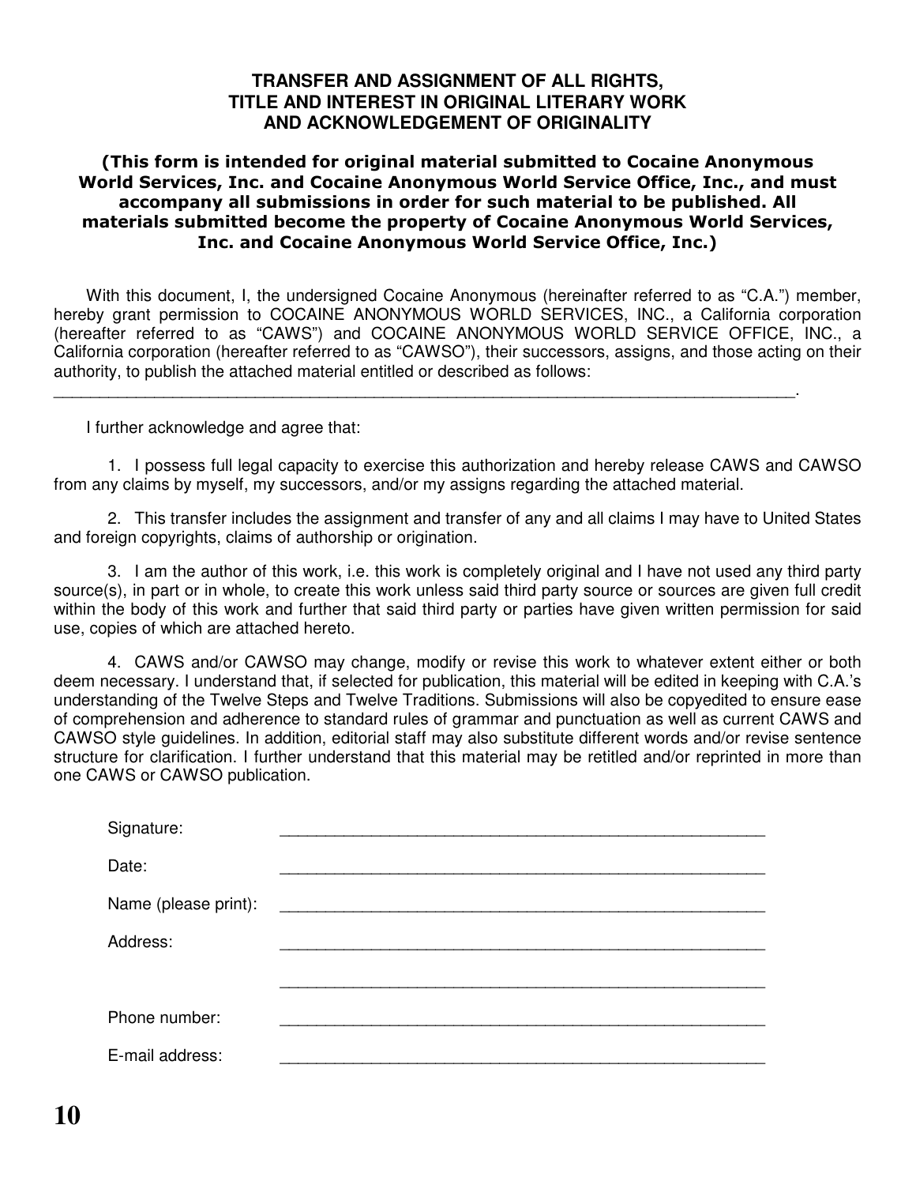# TRANSFER AND ASSIGNMENT OF ALL RIGHTS, TITLE AND INTEREST IN ORIGINAL LITERARY WORK AND ACKNOWLEDGEMENT OF ORIGINALITY

**(This form is intended for original material submitted to Cocaine Anonymous World Services, Inc. and Cocaine Anonymous World Service Office, Inc., and must accompany all submissions in order for such material to be published. All materials submitted become the property of Cocaine Anonymous World Services, Inc. and Cocaine Anonymous World Service Office, Inc.)**

With this document, I, the undersigned Cocaine Anonymous (hereinafter referred to as "C.A.") member, hereby grant permission to COCAINE ANONYMOUS WORLD SERVICES, INC., a California corporation (hereafter referred to as "CAWS") and COCAINE ANONYMOUS WORLD SERVICE OFFICE, INC., a California corporation (hereafter referred to as "CAWSO"), their successors, assigns, and those acting on their authority, to publish the attached material entitled or described as follows:

___________________________________________________________________________.

I further acknowledge and agree that:

1. I possess full legal capacity to exercise this authorization and hereby release CAWS and CAWSO from any claims by myself, my successors, and/or my assigns regarding the attached material.

2. This transfer includes the assignment and transfer of any and all claims I may have to United States and foreign copyrights, claims of authorship or origination.

3. I am the author of this work, i.e. this work is completely original and I have not used any third party source(s), in part or in whole, to create this work unless said third party source or sources are given full credit within the body of this work and further that said third party or parties have given written permission for said use, copies of which are attached hereto.

4. CAWS and/or CAWSO may change, modify or revise this work to whatever extent either or both deem necessary. I understand that, if selected for publication, this material will be edited in keeping with C.A.'s understanding of the Twelve Steps and Twelve Traditions. Submissions will also be copyedited to ensure ease of comprehension and adherence to standard rules of grammar and punctuation as well as current CAWS and CAWSO style guidelines. In addition, editorial staff may also substitute different words and/or revise sentence structure for clarification. I further understand that this material may be retitled and/or reprinted in more than one CAWS or CAWSO publication.

Signature: ______________________________________________

Date: ______________________________________________

Name (please print): ______________________________________________

Address: ______________________________________________

______________________________________________

Phone number: ______________________________________________

E-mail address: ______________________________________________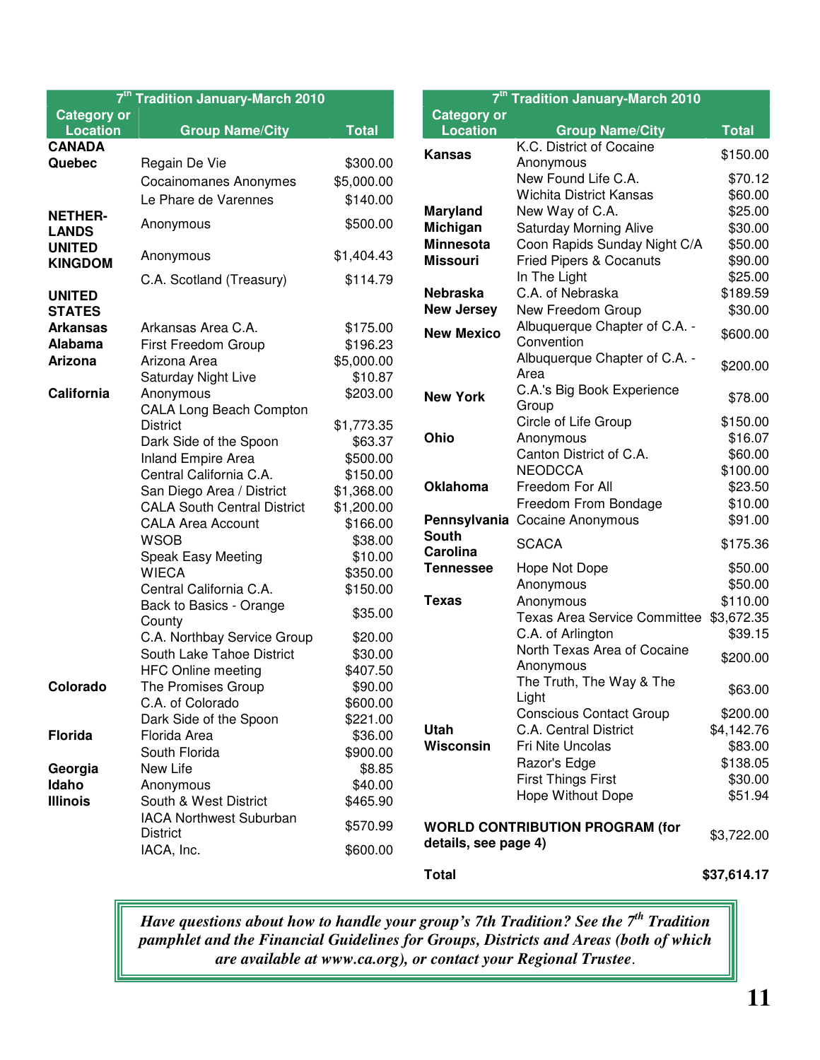| 7th Tradition January-March 2010 | | |
|---|---|---|
| **Category or Location** | **Group Name/City** | **Total** |
| **CANADA** | | |
| **Quebec** | Regain De Vie | $300.00 |
| | Cocainomanes Anonymes | $5,000.00 |
| | Le Phare de Varennes | $140.00 |
| **NETHERLANDS** | Anonymous | $500.00 |
| **UNITED KINGDOM** | Anonymous | $1,404.43 |
| | C.A. Scotland (Treasury) | $114.79 |
| **UNITED STATES** | | |
| **Arkansas** | Arkansas Area C.A. | $175.00 |
| **Alabama** | First Freedom Group | $196.23 |
| **Arizona** | Arizona Area | $5,000.00 |
| | Saturday Night Live | $10.87 |
| **California** | Anonymous | $203.00 |
| | CALA Long Beach Compton District | $1,773.35 |
| | Dark Side of the Spoon | $63.37 |
| | Inland Empire Area | $500.00 |
| | Central California C.A. | $150.00 |
| | San Diego Area / District | $1,368.00 |
| | CALA South Central District | $1,200.00 |
| | CALA Area Account | $166.00 |
| | WSOB | $38.00 |
| | Speak Easy Meeting | $10.00 |
| | WIECA | $350.00 |
| | Central California C.A. | $150.00 |
| | Back to Basics - Orange County | $35.00 |
| | C.A. Northbay Service Group | $20.00 |
| | South Lake Tahoe District | $30.00 |
| | HFC Online meeting | $407.50 |
| **Colorado** | The Promises Group | $90.00 |
| | C.A. of Colorado | $600.00 |
| | Dark Side of the Spoon | $221.00 |
| **Florida** | Florida Area | $36.00 |
| | South Florida | $900.00 |
| **Georgia** | New Life | $8.85 |
| **Idaho** | Anonymous | $40.00 |
| **Illinois** | South & West District | $465.90 |
| | IACA Northwest Suburban District | $570.99 |
| | IACA, Inc. | $600.00 |
| **Kansas** | K.C. District of Cocaine Anonymous | $150.00 |
| | New Found Life C.A. | $70.12 |
| | Wichita District Kansas | $60.00 |
| **Maryland** | New Way of C.A. | $25.00 |
| **Michigan** | Saturday Morning Alive | $30.00 |
| **Minnesota** | Coon Rapids Sunday Night C/A | $50.00 |
| **Missouri** | Fried Pipers & Cocanuts | $90.00 |
| | In The Light | $25.00 |
| **Nebraska** | C.A. of Nebraska | $189.59 |
| **New Jersey** | New Freedom Group | $30.00 |
| **New Mexico** | Albuquerque Chapter of C.A. - Convention | $600.00 |
| | Albuquerque Chapter of C.A. - Area | $200.00 |
| **New York** | C.A.'s Big Book Experience Group | $78.00 |
| | Circle of Life Group | $150.00 |
| **Ohio** | Anonymous | $16.07 |
| | Canton District of C.A. | $60.00 |
| | NEODCCA | $100.00 |
| **Oklahoma** | Freedom For All | $23.50 |
| | Freedom From Bondage | $10.00 |
| **Pennsylvania** | Cocaine Anonymous | $91.00 |
| **South Carolina** | SCACA | $175.36 |
| **Tennessee** | Hope Not Dope | $50.00 |
| | Anonymous | $50.00 |
| **Texas** | Anonymous | $110.00 |
| | Texas Area Service Committee | $3,672.35 |
| | C.A. of Arlington | $39.15 |
| | North Texas Area of Cocaine Anonymous | $200.00 |
| | The Truth, The Way & The Light | $63.00 |
| | Conscious Contact Group | $200.00 |
| **Utah** | C.A. Central District | $4,142.76 |
| **Wisconsin** | Fri Nite Uncolas | $83.00 |
| | Razor's Edge | $138.05 |
| | First Things First | $30.00 |
| | Hope Without Dope | $51.94 |
| **WORLD CONTRIBUTION PROGRAM (for details, see page 4)** | | $3,722.00 |
| **Total** | | **$37,614.17** |

*Have questions about how to handle your group's 7th Tradition? See the 7th Tradition pamphlet and the Financial Guidelines for Groups, Districts and Areas (both of which are available at www.ca.org), or contact your Regional Trustee.*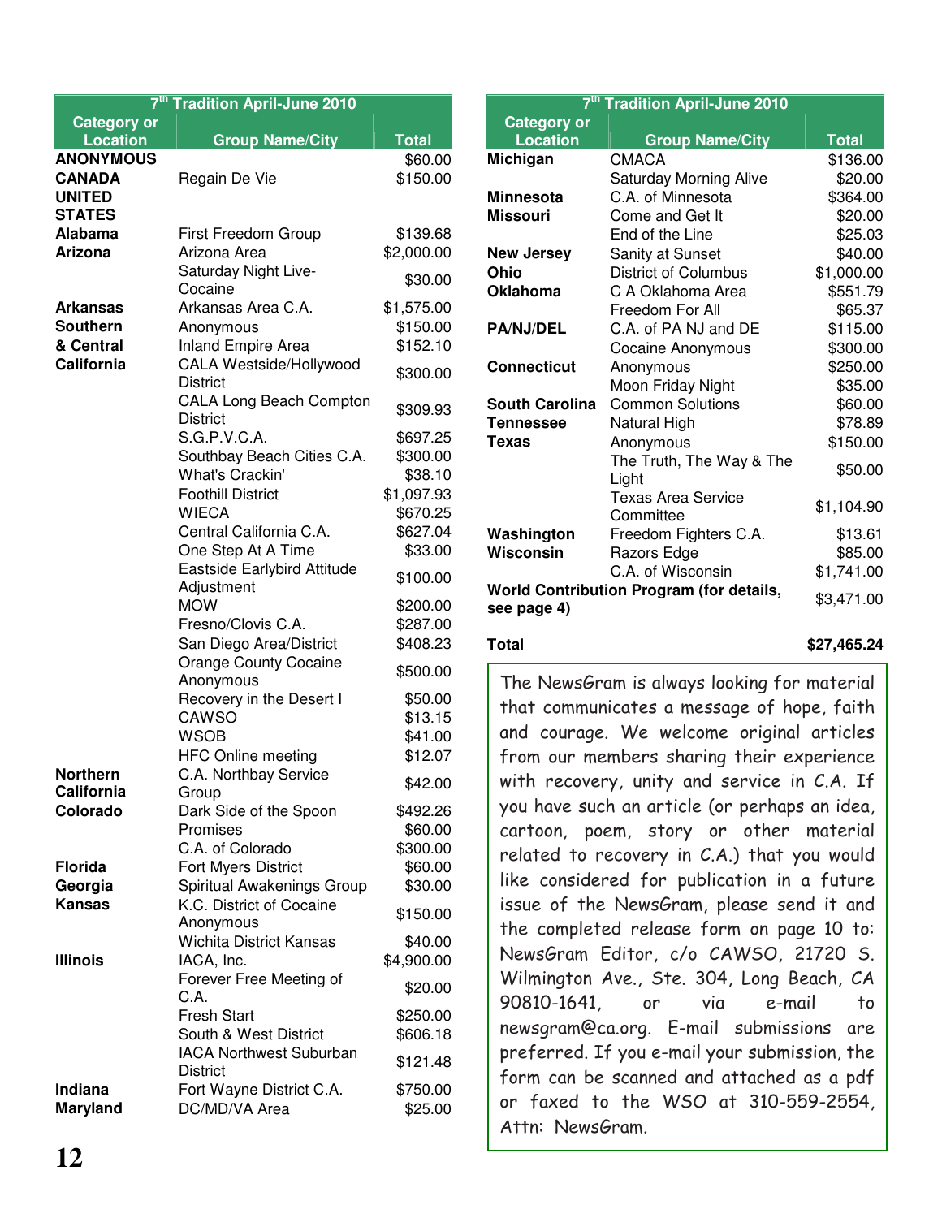| 7th Tradition April-June 2010 | | |
|---|---|---|
| **Category or Location** | **Group Name/City** | **Total** |
| **ANONYMOUS** | | $60.00 |
| **CANADA** | Regain De Vie | $150.00 |
| **UNITED STATES** | | |
| **Alabama** | First Freedom Group | $139.68 |
| **Arizona** | Arizona Area | $2,000.00 |
| | Saturday Night Live-Cocaine | $30.00 |
| **Arkansas** | Arkansas Area C.A. | $1,575.00 |
| **Southern & Central California** | Anonymous | $150.00 |
| | Inland Empire Area | $152.10 |
| | CALA Westside/Hollywood District | $300.00 |
| | CALA Long Beach Compton District | $309.93 |
| | S.G.P.V.C.A. | $697.25 |
| | Southbay Beach Cities C.A. | $300.00 |
| | What's Crackin' | $38.10 |
| | Foothill District | $1,097.93 |
| | WIECA | $670.25 |
| | Central California C.A. | $627.04 |
| | One Step At A Time | $33.00 |
| | Eastside Earlybird Attitude Adjustment | $100.00 |
| | MOW | $200.00 |
| | Fresno/Clovis C.A. | $287.00 |
| | San Diego Area/District | $408.23 |
| | Orange County Cocaine Anonymous | $500.00 |
| | Recovery in the Desert I | $50.00 |
| | CAWSO | $13.15 |
| | WSOB | $41.00 |
| | HFC Online meeting | $12.07 |
| **Northern California** | C.A. Northbay Service Group | $42.00 |
| **Colorado** | Dark Side of the Spoon | $492.26 |
| | Promises | $60.00 |
| | C.A. of Colorado | $300.00 |
| **Florida** | Fort Myers District | $60.00 |
| **Georgia** | Spiritual Awakenings Group | $30.00 |
| **Kansas** | K.C. District of Cocaine Anonymous | $150.00 |
| | Wichita District Kansas | $40.00 |
| **Illinois** | IACA, Inc. | $4,900.00 |
| | Forever Free Meeting of C.A. | $20.00 |
| | Fresh Start | $250.00 |
| | South & West District | $606.18 |
| | IACA Northwest Suburban District | $121.48 |
| **Indiana** | Fort Wayne District C.A. | $750.00 |
| **Maryland** | DC/MD/VA Area | $25.00 |
| **Michigan** | CMACA | $136.00 |
| | Saturday Morning Alive | $20.00 |
| **Minnesota** | C.A. of Minnesota | $364.00 |
| **Missouri** | Come and Get It | $20.00 |
| | End of the Line | $25.03 |
| **New Jersey** | Sanity at Sunset | $40.00 |
| **Ohio** | District of Columbus | $1,000.00 |
| **Oklahoma** | C A Oklahoma Area | $551.79 |
| | Freedom For All | $65.37 |
| **PA/NJ/DEL** | C.A. of PA NJ and DE | $115.00 |
| | Cocaine Anonymous | $300.00 |
| **Connecticut** | Anonymous | $250.00 |
| | Moon Friday Night | $35.00 |
| **South Carolina** | Common Solutions | $60.00 |
| **Tennessee** | Natural High | $78.89 |
| **Texas** | Anonymous | $150.00 |
| | The Truth, The Way & The Light | $50.00 |
| | Texas Area Service Committee | $1,104.90 |
| **Washington** | Freedom Fighters C.A. | $13.61 |
| **Wisconsin** | Razors Edge | $85.00 |
| | C.A. of Wisconsin | $1,741.00 |
| **World Contribution Program (for details, see page 4)** | | $3,471.00 |
| **Total** | | **$27,465.24** |

The NewsGram is always looking for material that communicates a message of hope, faith and courage. We welcome original articles from our members sharing their experience with recovery, unity and service in C.A. If you have such an article (or perhaps an idea, cartoon, poem, story or other material related to recovery in C.A.) that you would like considered for publication in a future issue of the NewsGram, please send it and the completed release form on page 10 to: NewsGram Editor, c/o CAWSO, 21720 S. Wilmington Ave., Ste. 304, Long Beach, CA 90810-1641, or via e-mail to newsgram@ca.org. E-mail submissions are preferred. If you e-mail your submission, the form can be scanned and attached as a pdf or faxed to the WSO at 310-559-2554, Attn: NewsGram.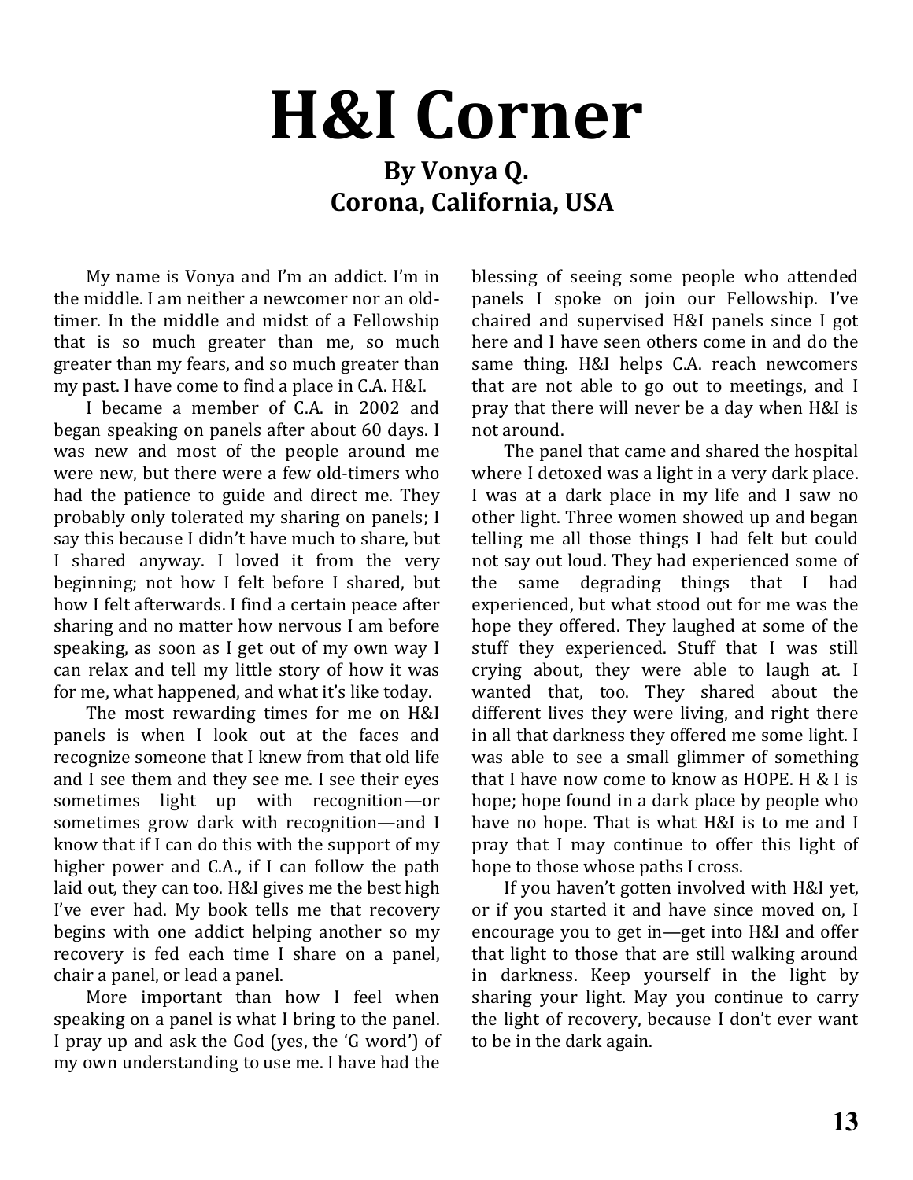# H&I Corner

### By Vonya Q.
### Corona, California, USA

My name is Vonya and I'm an addict. I'm in the middle. I am neither a newcomer nor an old-timer. In the middle and midst of a Fellowship that is so much greater than me, so much greater than my fears, and so much greater than my past. I have come to find a place in C.A. H&I.

I became a member of C.A. in 2002 and began speaking on panels after about 60 days. I was new and most of the people around me were new, but there were a few old-timers who had the patience to guide and direct me. They probably only tolerated my sharing on panels; I say this because I didn't have much to share, but I shared anyway. I loved it from the very beginning; not how I felt before I shared, but how I felt afterwards. I find a certain peace after sharing and no matter how nervous I am before speaking, as soon as I get out of my own way I can relax and tell my little story of how it was for me, what happened, and what it's like today.

The most rewarding times for me on H&I panels is when I look out at the faces and recognize someone that I knew from that old life and I see them and they see me. I see their eyes sometimes light up with recognition—or sometimes grow dark with recognition—and I know that if I can do this with the support of my higher power and C.A., if I can follow the path laid out, they can too. H&I gives me the best high I've ever had. My book tells me that recovery begins with one addict helping another so my recovery is fed each time I share on a panel, chair a panel, or lead a panel.

More important than how I feel when speaking on a panel is what I bring to the panel. I pray up and ask the God (yes, the 'G word') of my own understanding to use me. I have had the blessing of seeing some people who attended panels I spoke on join our Fellowship. I've chaired and supervised H&I panels since I got here and I have seen others come in and do the same thing. H&I helps C.A. reach newcomers that are not able to go out to meetings, and I pray that there will never be a day when H&I is not around.

The panel that came and shared the hospital where I detoxed was a light in a very dark place. I was at a dark place in my life and I saw no other light. Three women showed up and began telling me all those things I had felt but could not say out loud. They had experienced some of the same degrading things that I had experienced, but what stood out for me was the hope they offered. They laughed at some of the stuff they experienced. Stuff that I was still crying about, they were able to laugh at. I wanted that, too. They shared about the different lives they were living, and right there in all that darkness they offered me some light. I was able to see a small glimmer of something that I have now come to know as HOPE. H & I is hope; hope found in a dark place by people who have no hope. That is what H&I is to me and I pray that I may continue to offer this light of hope to those whose paths I cross.

If you haven't gotten involved with H&I yet, or if you started it and have since moved on, I encourage you to get in—get into H&I and offer that light to those that are still walking around in darkness. Keep yourself in the light by sharing your light. May you continue to carry the light of recovery, because I don't ever want to be in the dark again.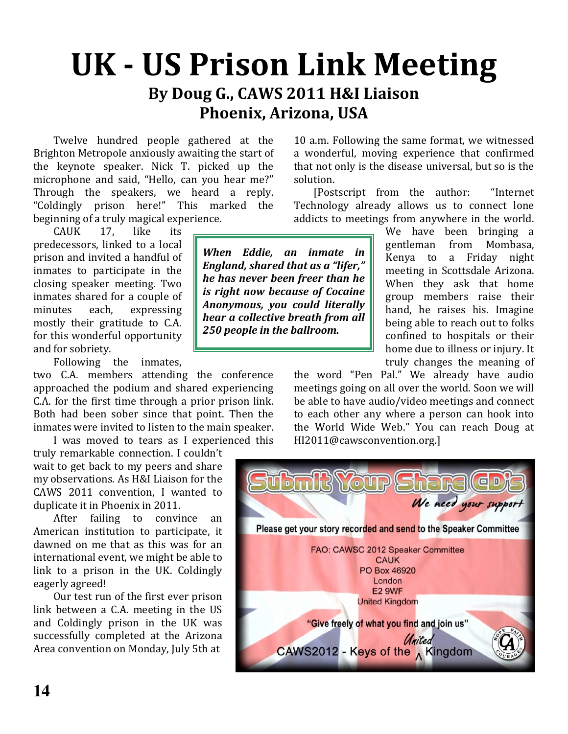# UK - US Prison Link Meeting

### By Doug G., CAWS 2011 H&I Liaison
### Phoenix, Arizona, USA

Twelve hundred people gathered at the Brighton Metropole anxiously awaiting the start of the keynote speaker. Nick T. picked up the microphone and said, "Hello, can you hear me?" Through the speakers, we heard a reply. "Coldingly prison here!" This marked the beginning of a truly magical experience.

CAUK 17, like its predecessors, linked to a local prison and invited a handful of inmates to participate in the closing speaker meeting. Two inmates shared for a couple of minutes each, expressing mostly their gratitude to C.A. for this wonderful opportunity and for sobriety.

> ***When Eddie, an inmate in England, shared that as a "lifer," he has never been freer than he is right now because of Cocaine Anonymous, you could literally hear a collective breath from all 250 people in the ballroom.***

Following the inmates, two C.A. members attending the conference approached the podium and shared experiencing C.A. for the first time through a prior prison link. Both had been sober since that point. Then the inmates were invited to listen to the main speaker.

I was moved to tears as I experienced this truly remarkable connection. I couldn't wait to get back to my peers and share my observations. As H&I Liaison for the CAWS 2011 convention, I wanted to duplicate it in Phoenix in 2011.

After failing to convince an American institution to participate, it dawned on me that as this was for an international event, we might be able to link to a prison in the UK. Coldingly eagerly agreed!

Our test run of the first ever prison link between a C.A. meeting in the US and Coldingly prison in the UK was successfully completed at the Arizona Area convention on Monday, July 5th at 10 a.m. Following the same format, we witnessed a wonderful, moving experience that confirmed that not only is the disease universal, but so is the solution.

[Postscript from the author: "Internet Technology already allows us to connect lone addicts to meetings from anywhere in the world. We have been bringing a gentleman from Mombasa, Kenya to a Friday night meeting in Scottsdale Arizona. When they ask that home group members raise their hand, he raises his. Imagine being able to reach out to folks confined to hospitals or their home due to illness or injury. It truly changes the meaning of the word "Pen Pal." We already have audio meetings going on all over the world. Soon we will be able to have audio/video meetings and connect to each other any where a person can hook into the World Wide Web." You can reach Doug at HI2011@cawsconvention.org.]

**Submit Your Share CD's**

*We need your support*

Please get your story recorded and send to the Speaker Committee

FAO: CAWSC 2012 Speaker Committee
CAUK
PO Box 46920
London
E2 9WF
United Kingdom

"Give freely of what you find and join us"

CAWS2012 - Keys of the United Kingdom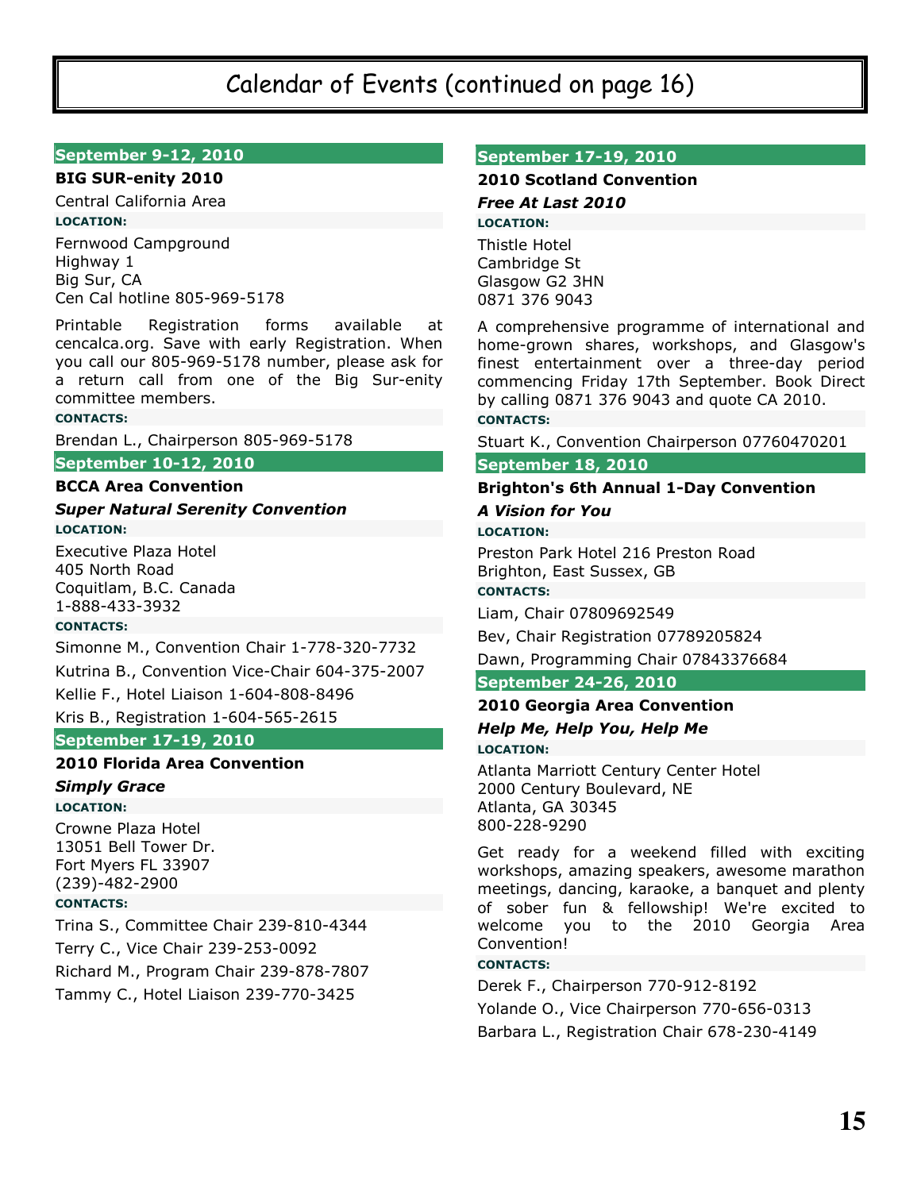# Calendar of Events (continued on page 16)

## September 9-12, 2010

**BIG SUR-enity 2010**

Central California Area

**LOCATION:**

Fernwood Campground
Highway 1
Big Sur, CA
Cen Cal hotline 805-969-5178

Printable Registration forms available at cencalca.org. Save with early Registration. When you call our 805-969-5178 number, please ask for a return call from one of the Big Sur-enity committee members.

**CONTACTS:**

Brendan L., Chairperson 805-969-5178

## September 10-12, 2010

**BCCA Area Convention**

***Super Natural Serenity Convention***

**LOCATION:**

Executive Plaza Hotel
405 North Road
Coquitlam, B.C. Canada
1-888-433-3932

**CONTACTS:**

Simonne M., Convention Chair 1-778-320-7732

Kutrina B., Convention Vice-Chair 604-375-2007

Kellie F., Hotel Liaison 1-604-808-8496

Kris B., Registration 1-604-565-2615

## September 17-19, 2010

**2010 Florida Area Convention**

***Simply Grace***

**LOCATION:**

Crowne Plaza Hotel
13051 Bell Tower Dr.
Fort Myers FL 33907
(239)-482-2900

**CONTACTS:**

Trina S., Committee Chair 239-810-4344

Terry C., Vice Chair 239-253-0092

Richard M., Program Chair 239-878-7807

Tammy C., Hotel Liaison 239-770-3425

## September 17-19, 2010

**2010 Scotland Convention**

***Free At Last 2010***

**LOCATION:**

Thistle Hotel
Cambridge St
Glasgow G2 3HN
0871 376 9043

A comprehensive programme of international and home-grown shares, workshops, and Glasgow's finest entertainment over a three-day period commencing Friday 17th September. Book Direct by calling 0871 376 9043 and quote CA 2010.

**CONTACTS:**

Stuart K., Convention Chairperson 07760470201

## September 18, 2010

**Brighton's 6th Annual 1-Day Convention**

***A Vision for You***

**LOCATION:**

Preston Park Hotel 216 Preston Road
Brighton, East Sussex, GB

**CONTACTS:**

Liam, Chair 07809692549

Bev, Chair Registration 07789205824

Dawn, Programming Chair 07843376684

## September 24-26, 2010

**2010 Georgia Area Convention**

***Help Me, Help You, Help Me***

**LOCATION:**

Atlanta Marriott Century Center Hotel
2000 Century Boulevard, NE
Atlanta, GA 30345
800-228-9290

Get ready for a weekend filled with exciting workshops, amazing speakers, awesome marathon meetings, dancing, karaoke, a banquet and plenty of sober fun & fellowship! We're excited to welcome you to the 2010 Georgia Area Convention!

**CONTACTS:**

Derek F., Chairperson 770-912-8192

Yolande O., Vice Chairperson 770-656-0313

Barbara L., Registration Chair 678-230-4149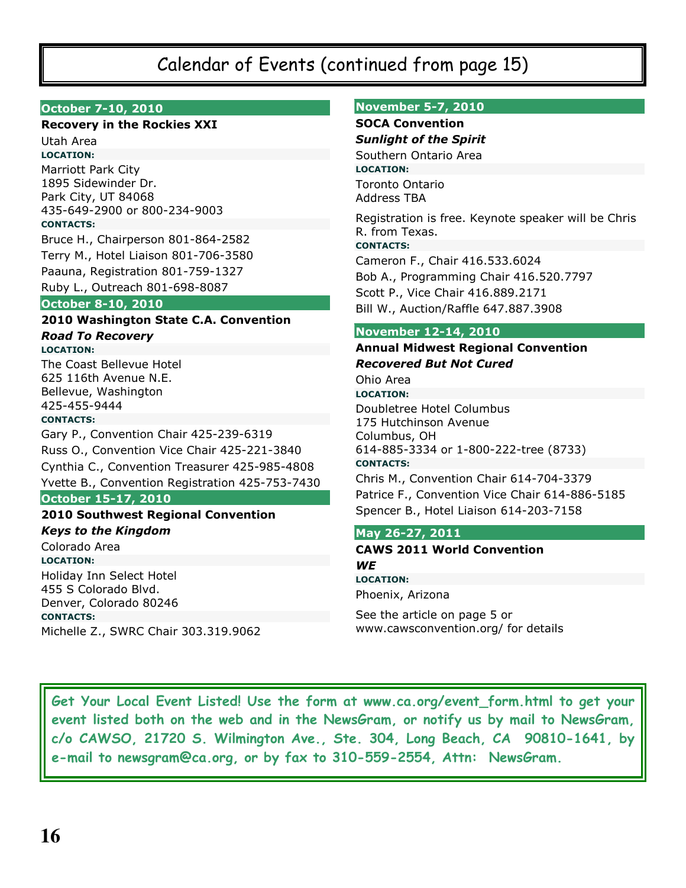# Calendar of Events (continued from page 15)

## October 7-10, 2010

**Recovery in the Rockies XXI**

Utah Area

**LOCATION:**

Marriott Park City
1895 Sidewinder Dr.
Park City, UT 84068
435-649-2900 or 800-234-9003

**CONTACTS:**

Bruce H., Chairperson 801-864-2582
Terry M., Hotel Liaison 801-706-3580
Paauna, Registration 801-759-1327
Ruby L., Outreach 801-698-8087

## October 8-10, 2010

**2010 Washington State C.A. Convention**

***Road To Recovery***

**LOCATION:**

The Coast Bellevue Hotel
625 116th Avenue N.E.
Bellevue, Washington
425-455-9444

**CONTACTS:**

Gary P., Convention Chair 425-239-6319
Russ O., Convention Vice Chair 425-221-3840
Cynthia C., Convention Treasurer 425-985-4808
Yvette B., Convention Registration 425-753-7430

## October 15-17, 2010

**2010 Southwest Regional Convention**

***Keys to the Kingdom***

Colorado Area

**LOCATION:**

Holiday Inn Select Hotel
455 S Colorado Blvd.
Denver, Colorado 80246

**CONTACTS:**

Michelle Z., SWRC Chair 303.319.9062

## November 5-7, 2010

**SOCA Convention**

***Sunlight of the Spirit***

Southern Ontario Area

**LOCATION:**

Toronto Ontario
Address TBA

Registration is free. Keynote speaker will be Chris R. from Texas.

**CONTACTS:**

Cameron F., Chair 416.533.6024
Bob A., Programming Chair 416.520.7797
Scott P., Vice Chair 416.889.2171
Bill W., Auction/Raffle 647.887.3908

## November 12-14, 2010

**Annual Midwest Regional Convention**

***Recovered But Not Cured***

Ohio Area

**LOCATION:**

Doubletree Hotel Columbus
175 Hutchinson Avenue
Columbus, OH
614-885-3334 or 1-800-222-tree (8733)

**CONTACTS:**

Chris M., Convention Chair 614-704-3379
Patrice F., Convention Vice Chair 614-886-5185
Spencer B., Hotel Liaison 614-203-7158

## May 26-27, 2011

**CAWS 2011 World Convention**

***WE***

**LOCATION:**

Phoenix, Arizona

See the article on page 5 or www.cawsconvention.org/ for details

---

**Get Your Local Event Listed! Use the form at www.ca.org/event_form.html to get your event listed both on the web and in the NewsGram, or notify us by mail to NewsGram, c/o CAWSO, 21720 S. Wilmington Ave., Ste. 304, Long Beach, CA 90810-1641, by e-mail to newsgram@ca.org, or by fax to 310-559-2554, Attn: NewsGram.**